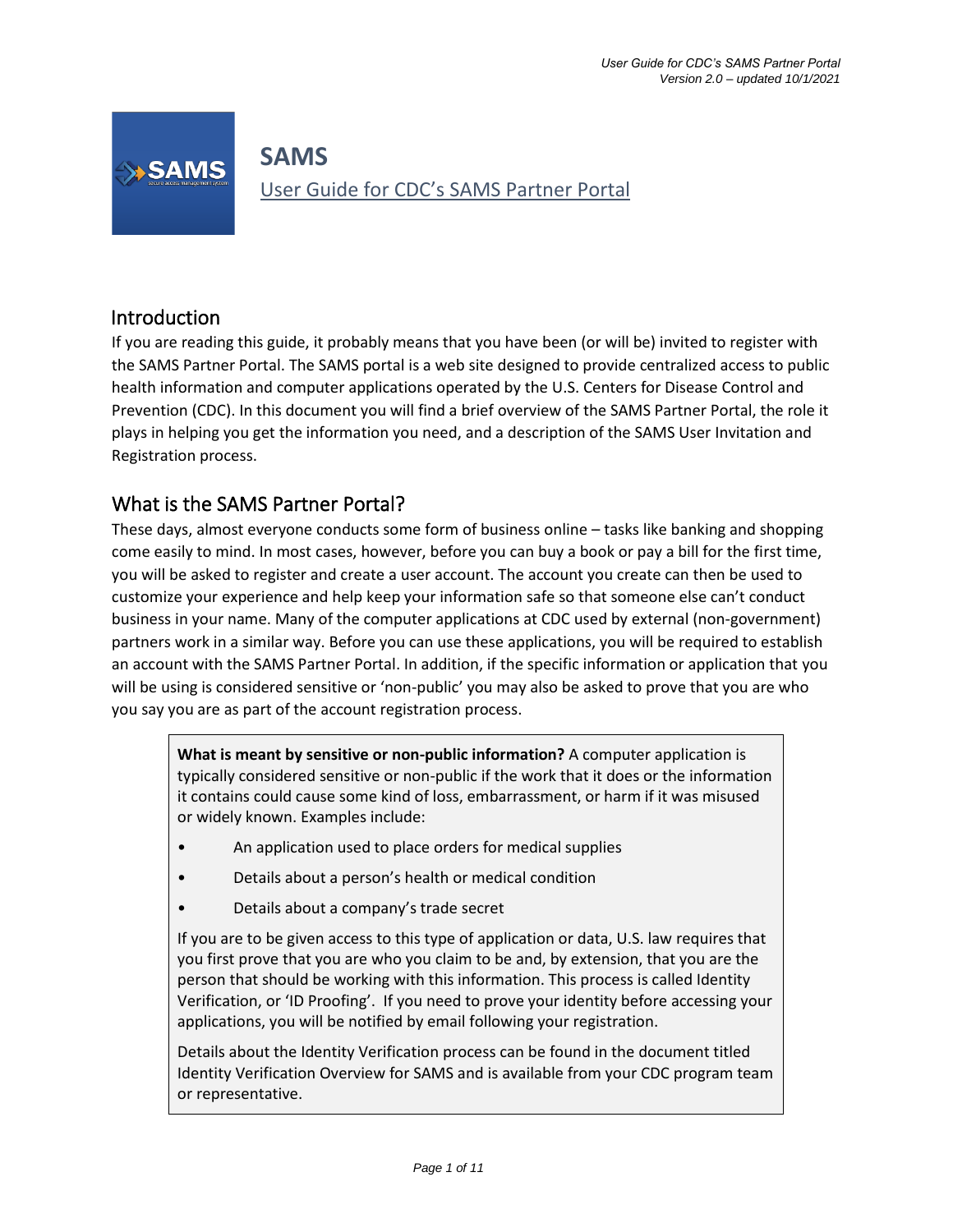# SAMS

User Guide for CDC's SAMS Partner Portal

## Introduction

If you are reading this guide, it probably means that you have been (or will be) invited to register with the SAMS Partner Portal. The SAMS portal is a web site designed to provide centralized access to public health information and computer applications operated by the U.S. Centers for Disease Control and Prevention (CDC). In this document you will find a brief overview of the SAMS Partner Portal, the role it plays in helping you get the information you need, and a description of the SAMS User Invitation and Registration process.

## What is the SAMS Partner Portal?

These days, almost everyone conducts some form of business online – tasks like banking and shopping come easily to mind. In most cases, however, before you can buy a book or pay a bill for the first time, you will be asked to register and create a user account. The account you create can then be used to customize your experience and help keep your information safe so that someone else can't conduct business in your name. Many of the computer applications at CDC used by external (non-government) partners work in a similar way. Before you can use these applications, you will be required to establish an account with the SAMS Partner Portal. In addition, if the specific information or application that you will be using is considered sensitive or 'non-public' you may also be asked to prove that you are who you say you are as part of the account registration process.

> **What is meant by sensitive or non-public information?** A computer application is typically considered sensitive or non-public if the work that it does or the information it contains could cause some kind of loss, embarrassment, or harm if it was misused or widely known. Examples include:
>
> - An application used to place orders for medical supplies
> - Details about a person's health or medical condition
> - Details about a company's trade secret
>
> If you are to be given access to this type of application or data, U.S. law requires that you first prove that you are who you claim to be and, by extension, that you are the person that should be working with this information. This process is called Identity Verification, or 'ID Proofing'. If you need to prove your identity before accessing your applications, you will be notified by email following your registration.
>
> Details about the Identity Verification process can be found in the document titled Identity Verification Overview for SAMS and is available from your CDC program team or representative.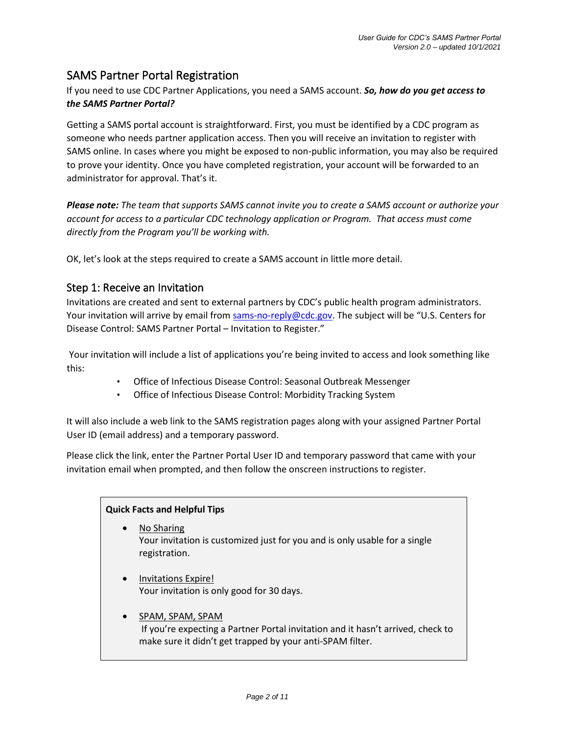## SAMS Partner Portal Registration

If you need to use CDC Partner Applications, you need a SAMS account. ***So, how do you get access to the SAMS Partner Portal?***

Getting a SAMS portal account is straightforward. First, you must be identified by a CDC program as someone who needs partner application access. Then you will receive an invitation to register with SAMS online. In cases where you might be exposed to non-public information, you may also be required to prove your identity. Once you have completed registration, your account will be forwarded to an administrator for approval. That's it.

***Please note:*** *The team that supports SAMS cannot invite you to create a SAMS account or authorize your account for access to a particular CDC technology application or Program. That access must come directly from the Program you'll be working with.*

OK, let's look at the steps required to create a SAMS account in little more detail.

### Step 1: Receive an Invitation

Invitations are created and sent to external partners by CDC's public health program administrators. Your invitation will arrive by email from sams-no-reply@cdc.gov. The subject will be "U.S. Centers for Disease Control: SAMS Partner Portal – Invitation to Register."

Your invitation will include a list of applications you're being invited to access and look something like this:

- Office of Infectious Disease Control: Seasonal Outbreak Messenger
- Office of Infectious Disease Control: Morbidity Tracking System

It will also include a web link to the SAMS registration pages along with your assigned Partner Portal User ID (email address) and a temporary password.

Please click the link, enter the Partner Portal User ID and temporary password that came with your invitation email when prompted, and then follow the onscreen instructions to register.

**Quick Facts and Helpful Tips**

- <u>No Sharing</u>
  Your invitation is customized just for you and is only usable for a single registration.

- <u>Invitations Expire!</u>
  Your invitation is only good for 30 days.

- <u>SPAM, SPAM, SPAM</u>
  If you're expecting a Partner Portal invitation and it hasn't arrived, check to make sure it didn't get trapped by your anti-SPAM filter.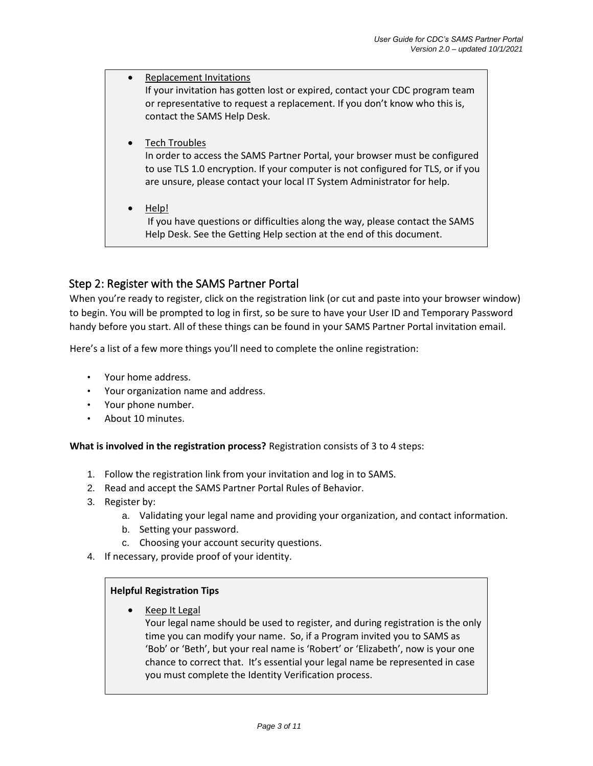- Replacement Invitations
  If your invitation has gotten lost or expired, contact your CDC program team or representative to request a replacement. If you don't know who this is, contact the SAMS Help Desk.

- Tech Troubles
  In order to access the SAMS Partner Portal, your browser must be configured to use TLS 1.0 encryption. If your computer is not configured for TLS, or if you are unsure, please contact your local IT System Administrator for help.

- Help!
  If you have questions or difficulties along the way, please contact the SAMS Help Desk. See the Getting Help section at the end of this document.

## Step 2: Register with the SAMS Partner Portal

When you're ready to register, click on the registration link (or cut and paste into your browser window) to begin. You will be prompted to log in first, so be sure to have your User ID and Temporary Password handy before you start. All of these things can be found in your SAMS Partner Portal invitation email.

Here's a list of a few more things you'll need to complete the online registration:

- Your home address.
- Your organization name and address.
- Your phone number.
- About 10 minutes.

**What is involved in the registration process?** Registration consists of 3 to 4 steps:

1. Follow the registration link from your invitation and log in to SAMS.
2. Read and accept the SAMS Partner Portal Rules of Behavior.
3. Register by:
   a. Validating your legal name and providing your organization, and contact information.
   b. Setting your password.
   c. Choosing your account security questions.
4. If necessary, provide proof of your identity.

**Helpful Registration Tips**

- Keep It Legal
  Your legal name should be used to register, and during registration is the only time you can modify your name. So, if a Program invited you to SAMS as 'Bob' or 'Beth', but your real name is 'Robert' or 'Elizabeth', now is your one chance to correct that. It's essential your legal name be represented in case you must complete the Identity Verification process.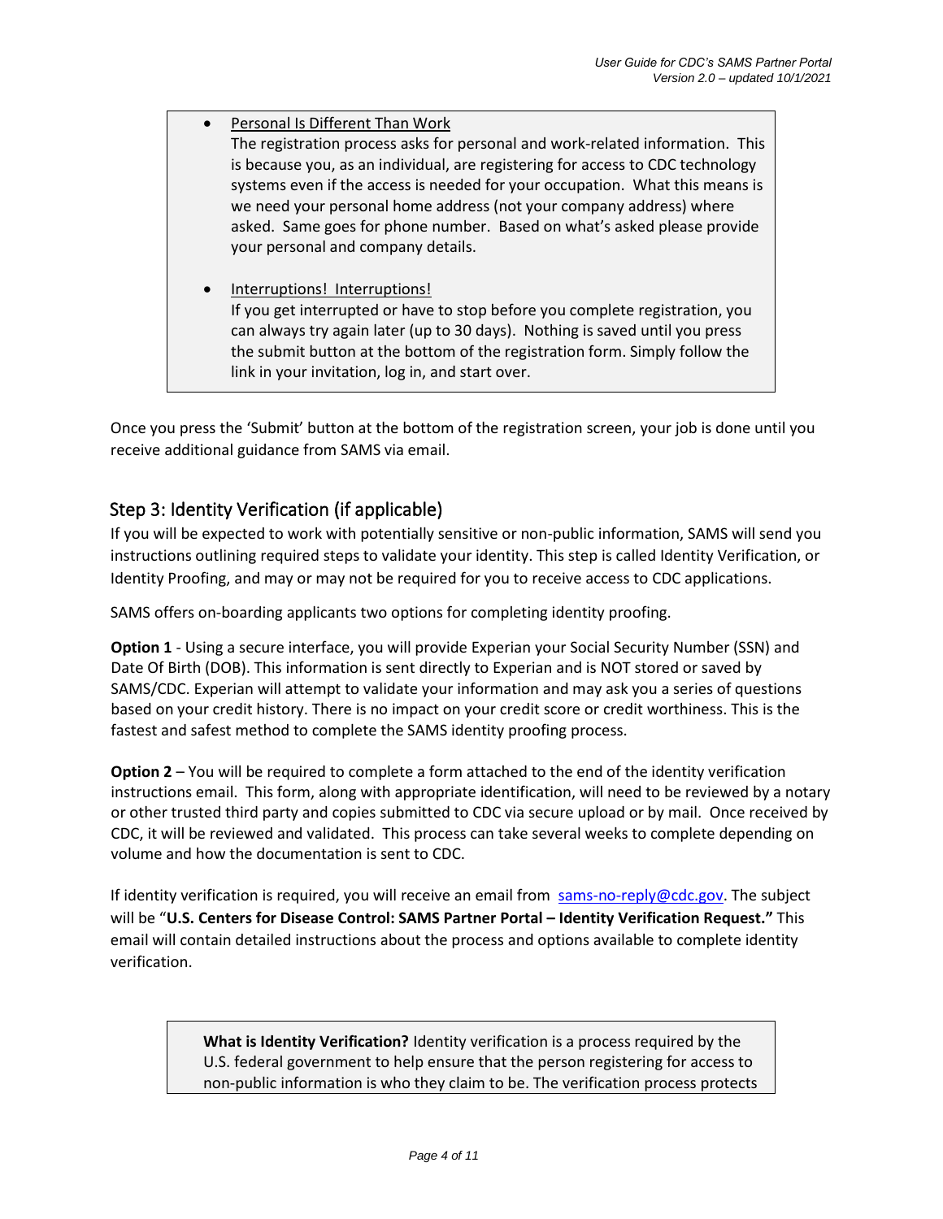- Personal Is Different Than Work
  The registration process asks for personal and work-related information. This is because you, as an individual, are registering for access to CDC technology systems even if the access is needed for your occupation. What this means is we need your personal home address (not your company address) where asked. Same goes for phone number. Based on what's asked please provide your personal and company details.

- Interruptions! Interruptions!
  If you get interrupted or have to stop before you complete registration, you can always try again later (up to 30 days). Nothing is saved until you press the submit button at the bottom of the registration form. Simply follow the link in your invitation, log in, and start over.

Once you press the 'Submit' button at the bottom of the registration screen, your job is done until you receive additional guidance from SAMS via email.

## Step 3: Identity Verification (if applicable)

If you will be expected to work with potentially sensitive or non-public information, SAMS will send you instructions outlining required steps to validate your identity. This step is called Identity Verification, or Identity Proofing, and may or may not be required for you to receive access to CDC applications.

SAMS offers on-boarding applicants two options for completing identity proofing.

**Option 1** - Using a secure interface, you will provide Experian your Social Security Number (SSN) and Date Of Birth (DOB). This information is sent directly to Experian and is NOT stored or saved by SAMS/CDC. Experian will attempt to validate your information and may ask you a series of questions based on your credit history. There is no impact on your credit score or credit worthiness. This is the fastest and safest method to complete the SAMS identity proofing process.

**Option 2** – You will be required to complete a form attached to the end of the identity verification instructions email. This form, along with appropriate identification, will need to be reviewed by a notary or other trusted third party and copies submitted to CDC via secure upload or by mail. Once received by CDC, it will be reviewed and validated. This process can take several weeks to complete depending on volume and how the documentation is sent to CDC.

If identity verification is required, you will receive an email from sams-no-reply@cdc.gov. The subject will be "**U.S. Centers for Disease Control: SAMS Partner Portal – Identity Verification Request.**" This email will contain detailed instructions about the process and options available to complete identity verification.

**What is Identity Verification?** Identity verification is a process required by the U.S. federal government to help ensure that the person registering for access to non-public information is who they claim to be. The verification process protects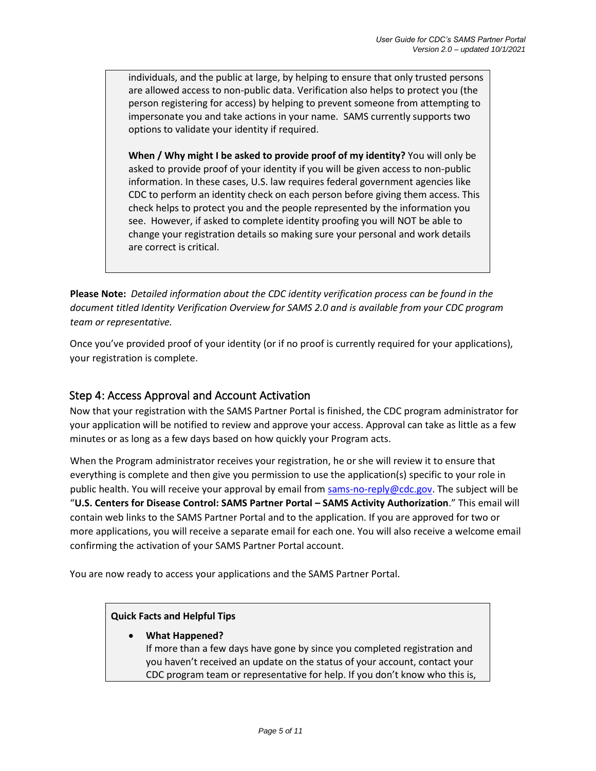individuals, and the public at large, by helping to ensure that only trusted persons are allowed access to non-public data. Verification also helps to protect you (the person registering for access) by helping to prevent someone from attempting to impersonate you and take actions in your name. SAMS currently supports two options to validate your identity if required.

**When / Why might I be asked to provide proof of my identity?** You will only be asked to provide proof of your identity if you will be given access to non-public information. In these cases, U.S. law requires federal government agencies like CDC to perform an identity check on each person before giving them access. This check helps to protect you and the people represented by the information you see. However, if asked to complete identity proofing you will NOT be able to change your registration details so making sure your personal and work details are correct is critical.

**Please Note:** *Detailed information about the CDC identity verification process can be found in the document titled Identity Verification Overview for SAMS 2.0 and is available from your CDC program team or representative.*

Once you've provided proof of your identity (or if no proof is currently required for your applications), your registration is complete.

## Step 4: Access Approval and Account Activation

Now that your registration with the SAMS Partner Portal is finished, the CDC program administrator for your application will be notified to review and approve your access. Approval can take as little as a few minutes or as long as a few days based on how quickly your Program acts.

When the Program administrator receives your registration, he or she will review it to ensure that everything is complete and then give you permission to use the application(s) specific to your role in public health. You will receive your approval by email from sams-no-reply@cdc.gov. The subject will be "**U.S. Centers for Disease Control: SAMS Partner Portal – SAMS Activity Authorization**." This email will contain web links to the SAMS Partner Portal and to the application. If you are approved for two or more applications, you will receive a separate email for each one. You will also receive a welcome email confirming the activation of your SAMS Partner Portal account.

You are now ready to access your applications and the SAMS Partner Portal.

**Quick Facts and Helpful Tips**

- **What Happened?**
  If more than a few days have gone by since you completed registration and you haven't received an update on the status of your account, contact your CDC program team or representative for help. If you don't know who this is,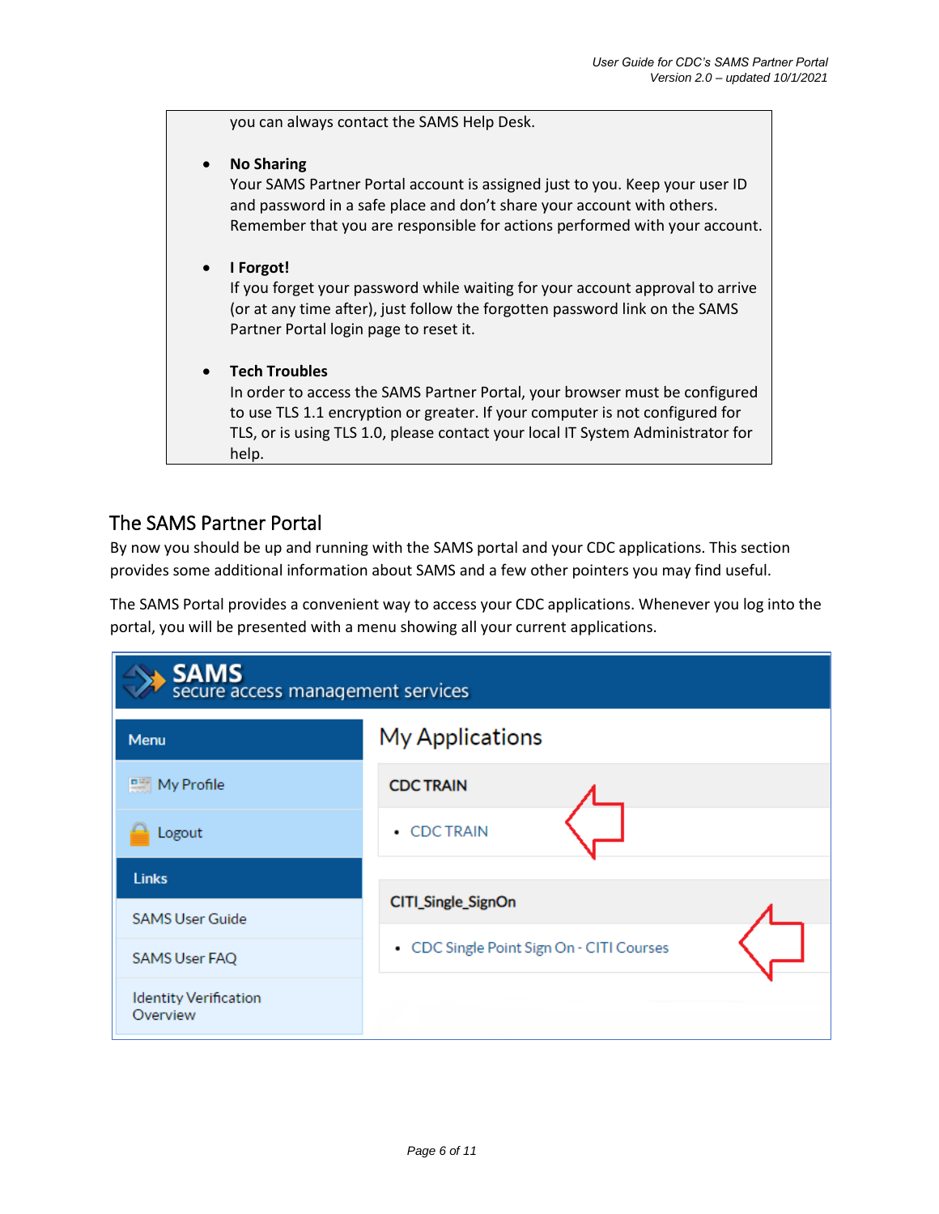you can always contact the SAMS Help Desk.

- **No Sharing**
  Your SAMS Partner Portal account is assigned just to you. Keep your user ID and password in a safe place and don't share your account with others. Remember that you are responsible for actions performed with your account.

- **I Forgot!**
  If you forget your password while waiting for your account approval to arrive (or at any time after), just follow the forgotten password link on the SAMS Partner Portal login page to reset it.

- **Tech Troubles**
  In order to access the SAMS Partner Portal, your browser must be configured to use TLS 1.1 encryption or greater. If your computer is not configured for TLS, or is using TLS 1.0, please contact your local IT System Administrator for help.

## The SAMS Partner Portal

By now you should be up and running with the SAMS portal and your CDC applications. This section provides some additional information about SAMS and a few other pointers you may find useful.

The SAMS Portal provides a convenient way to access your CDC applications. Whenever you log into the portal, you will be presented with a menu showing all your current applications.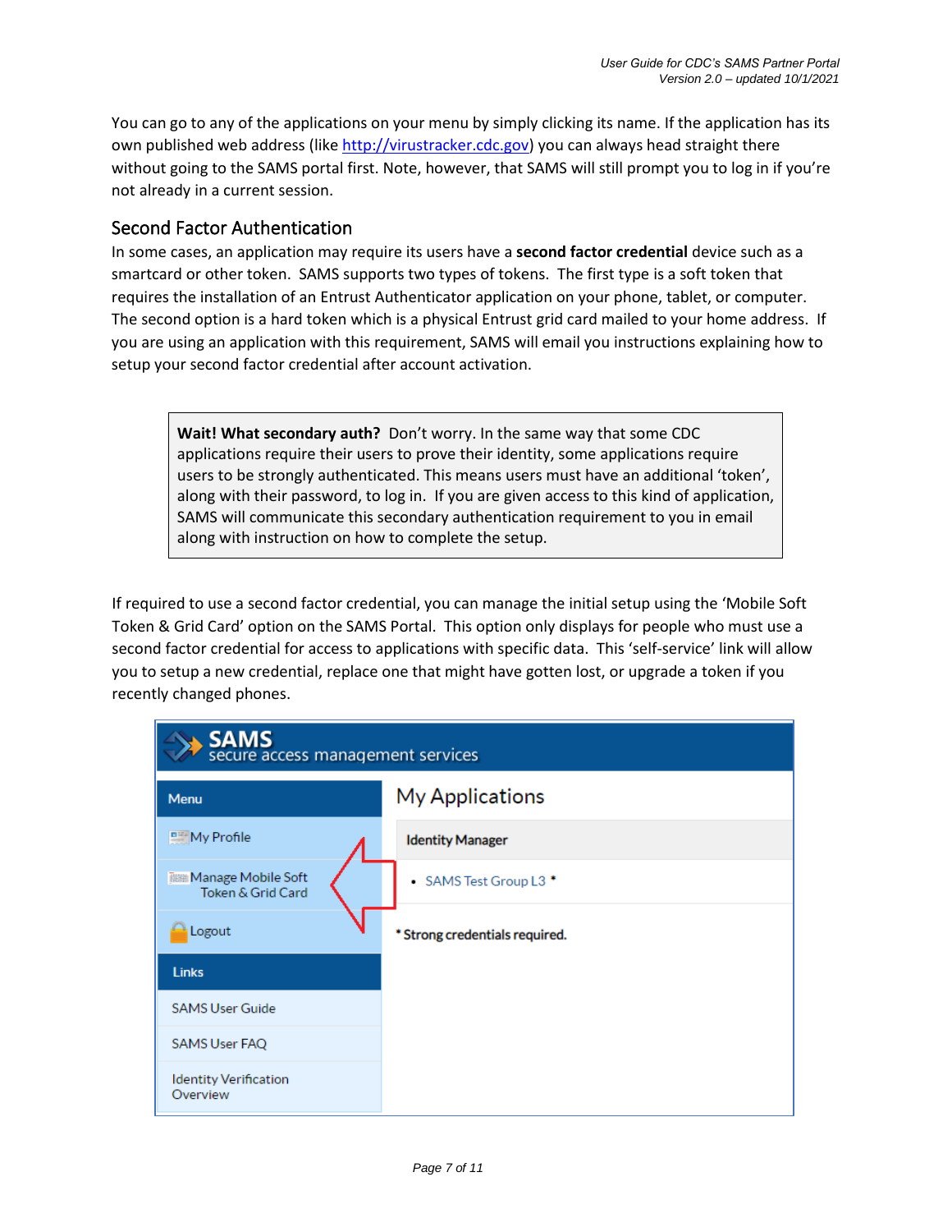You can go to any of the applications on your menu by simply clicking its name. If the application has its own published web address (like http://virustracker.cdc.gov) you can always head straight there without going to the SAMS portal first. Note, however, that SAMS will still prompt you to log in if you're not already in a current session.

## Second Factor Authentication

In some cases, an application may require its users have a **second factor credential** device such as a smartcard or other token. SAMS supports two types of tokens. The first type is a soft token that requires the installation of an Entrust Authenticator application on your phone, tablet, or computer. The second option is a hard token which is a physical Entrust grid card mailed to your home address. If you are using an application with this requirement, SAMS will email you instructions explaining how to setup your second factor credential after account activation.

> **Wait! What secondary auth?** Don't worry. In the same way that some CDC applications require their users to prove their identity, some applications require users to be strongly authenticated. This means users must have an additional 'token', along with their password, to log in. If you are given access to this kind of application, SAMS will communicate this secondary authentication requirement to you in email along with instruction on how to complete the setup.

If required to use a second factor credential, you can manage the initial setup using the 'Mobile Soft Token & Grid Card' option on the SAMS Portal. This option only displays for people who must use a second factor credential for access to applications with specific data. This 'self-service' link will allow you to setup a new credential, replace one that might have gotten lost, or upgrade a token if you recently changed phones.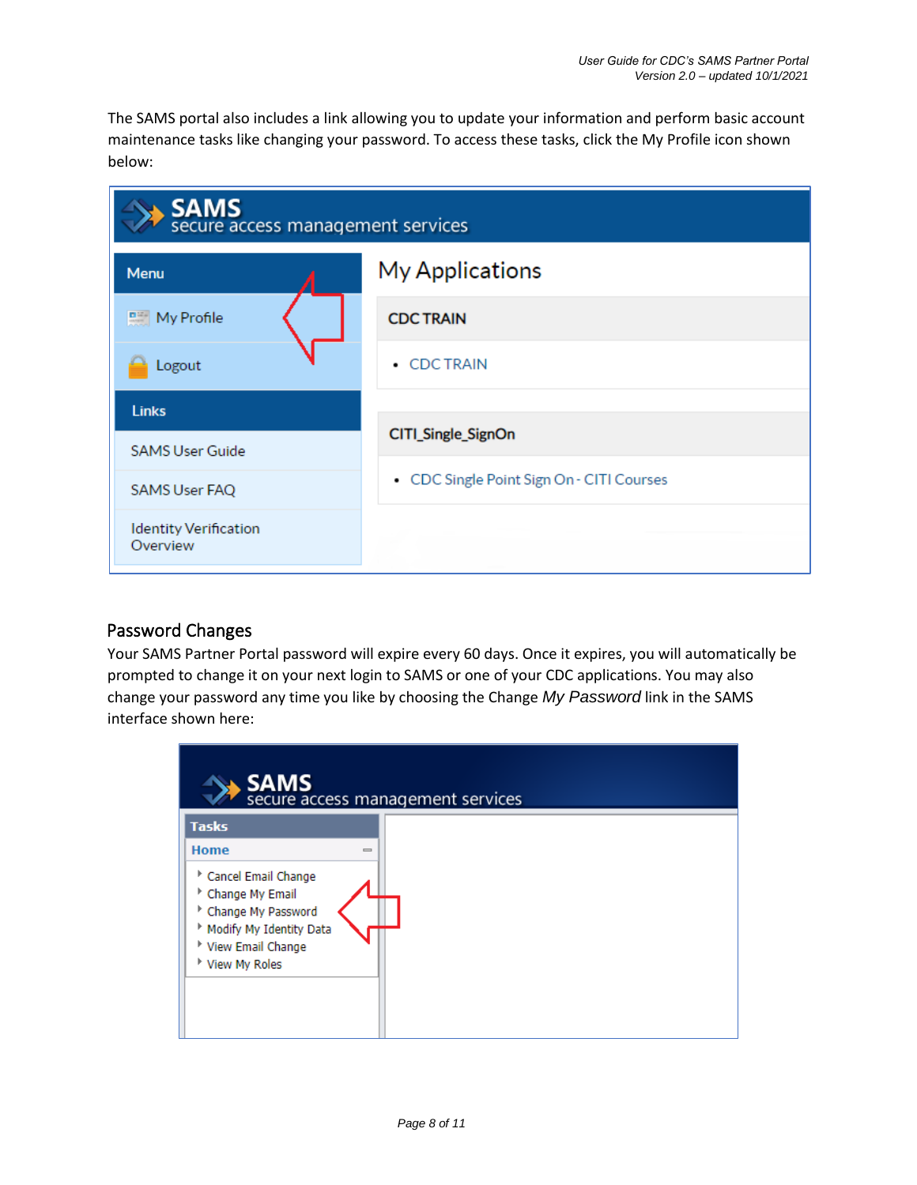The SAMS portal also includes a link allowing you to update your information and perform basic account maintenance tasks like changing your password. To access these tasks, click the My Profile icon shown below:

## Password Changes

Your SAMS Partner Portal password will expire every 60 days. Once it expires, you will automatically be prompted to change it on your next login to SAMS or one of your CDC applications. You may also change your password any time you like by choosing the Change *My Password* link in the SAMS interface shown here: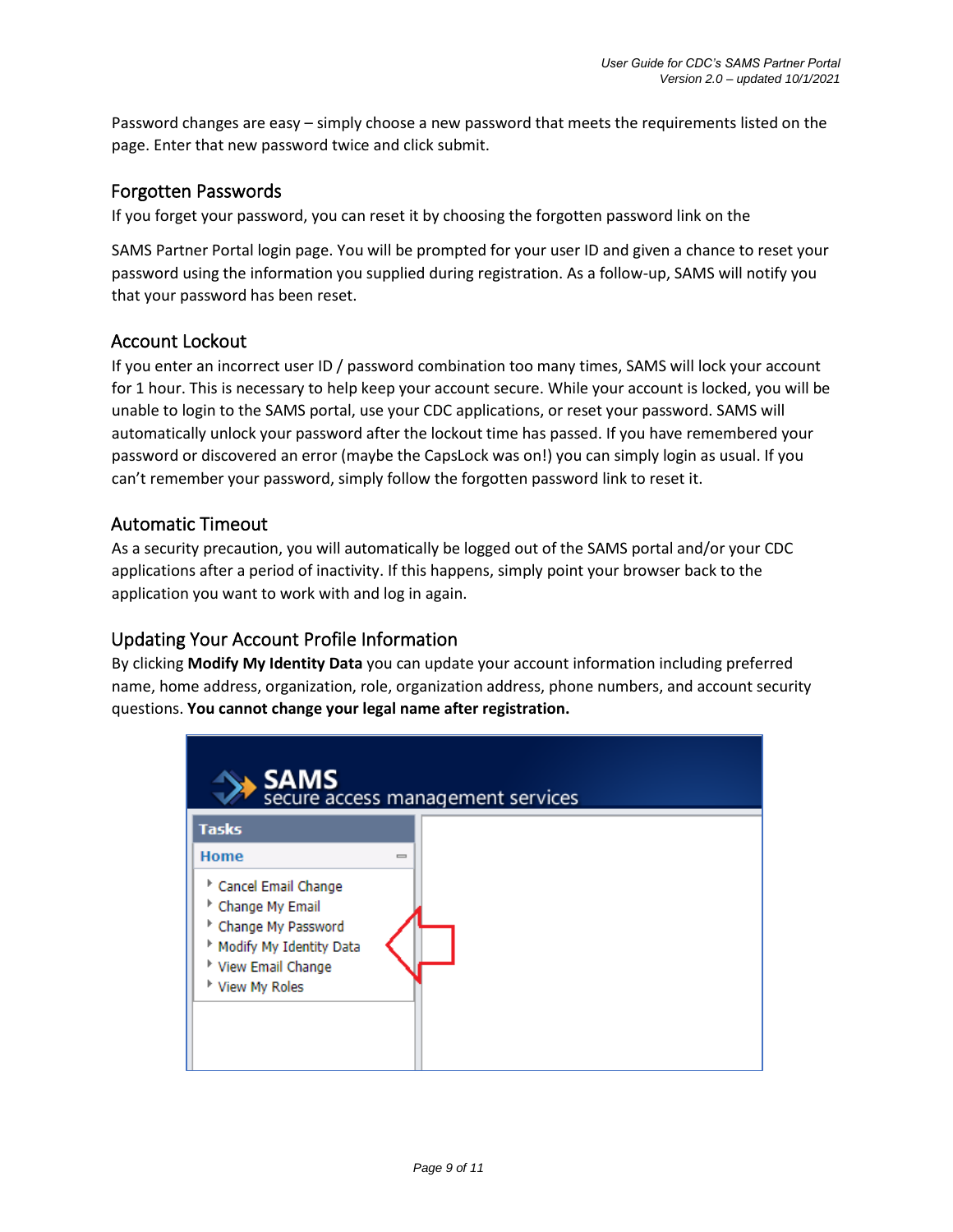Password changes are easy – simply choose a new password that meets the requirements listed on the page. Enter that new password twice and click submit.

## Forgotten Passwords

If you forget your password, you can reset it by choosing the forgotten password link on the

SAMS Partner Portal login page. You will be prompted for your user ID and given a chance to reset your password using the information you supplied during registration. As a follow-up, SAMS will notify you that your password has been reset.

## Account Lockout

If you enter an incorrect user ID / password combination too many times, SAMS will lock your account for 1 hour. This is necessary to help keep your account secure. While your account is locked, you will be unable to login to the SAMS portal, use your CDC applications, or reset your password. SAMS will automatically unlock your password after the lockout time has passed. If you have remembered your password or discovered an error (maybe the CapsLock was on!) you can simply login as usual. If you can't remember your password, simply follow the forgotten password link to reset it.

## Automatic Timeout

As a security precaution, you will automatically be logged out of the SAMS portal and/or your CDC applications after a period of inactivity. If this happens, simply point your browser back to the application you want to work with and log in again.

## Updating Your Account Profile Information

By clicking **Modify My Identity Data** you can update your account information including preferred name, home address, organization, role, organization address, phone numbers, and account security questions. **You cannot change your legal name after registration.**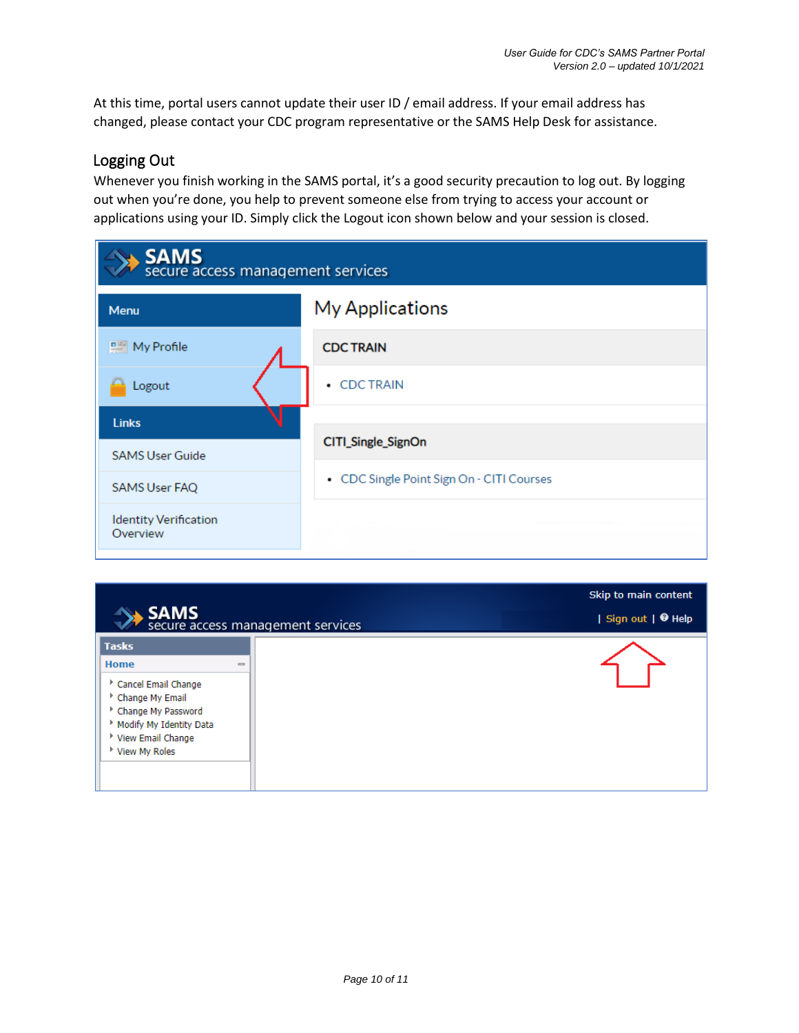At this time, portal users cannot update their user ID / email address. If your email address has changed, please contact your CDC program representative or the SAMS Help Desk for assistance.

## Logging Out

Whenever you finish working in the SAMS portal, it's a good security precaution to log out. By logging out when you're done, you help to prevent someone else from trying to access your account or applications using your ID. Simply click the Logout icon shown below and your session is closed.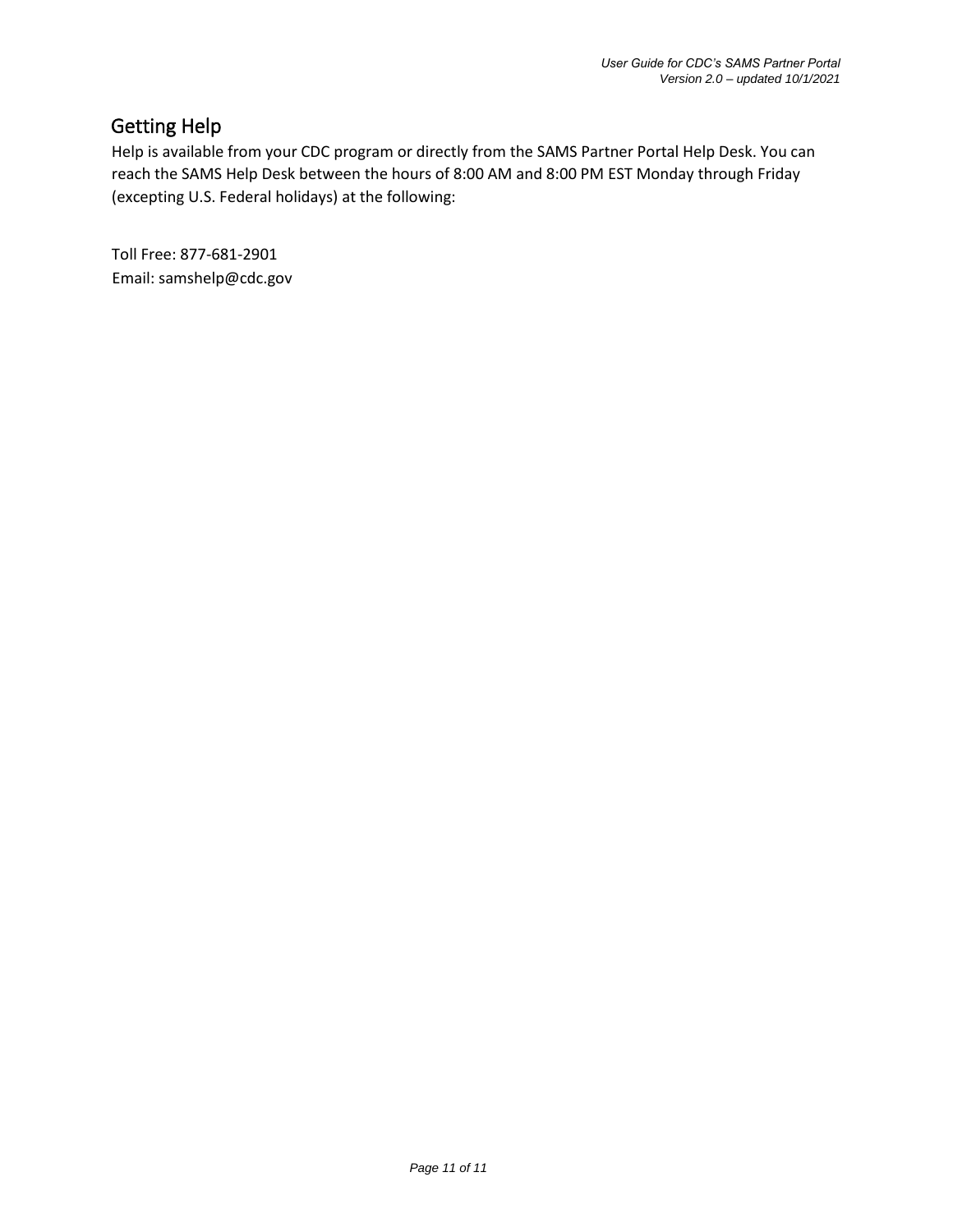## Getting Help

Help is available from your CDC program or directly from the SAMS Partner Portal Help Desk. You can reach the SAMS Help Desk between the hours of 8:00 AM and 8:00 PM EST Monday through Friday (excepting U.S. Federal holidays) at the following:

Toll Free: 877-681-2901
Email: samshelp@cdc.gov